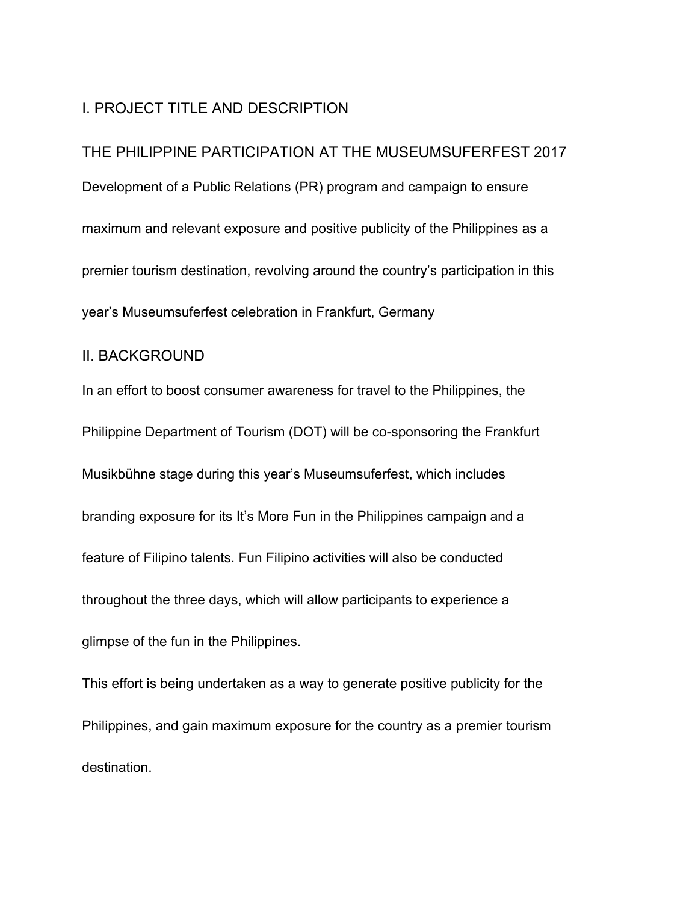## I. PROJECT TITLE AND DESCRIPTION

### THE PHILIPPINE PARTICIPATION AT THE MUSEUMSUFERFEST 2017

Development of a Public Relations (PR) program and campaign to ensure maximum and relevant exposure and positive publicity of the Philippines as a premier tourism destination, revolving around the country's participation in this year's Museumsuferfest celebration in Frankfurt, Germany

## II. BACKGROUND

In an effort to boost consumer awareness for travel to the Philippines, the Philippine Department of Tourism (DOT) will be co-sponsoring the Frankfurt Musikbühne stage during this year's Museumsuferfest, which includes branding exposure for its It's More Fun in the Philippines campaign and a feature of Filipino talents. Fun Filipino activities will also be conducted throughout the three days, which will allow participants to experience a glimpse of the fun in the Philippines.

This effort is being undertaken as a way to generate positive publicity for the Philippines, and gain maximum exposure for the country as a premier tourism destination.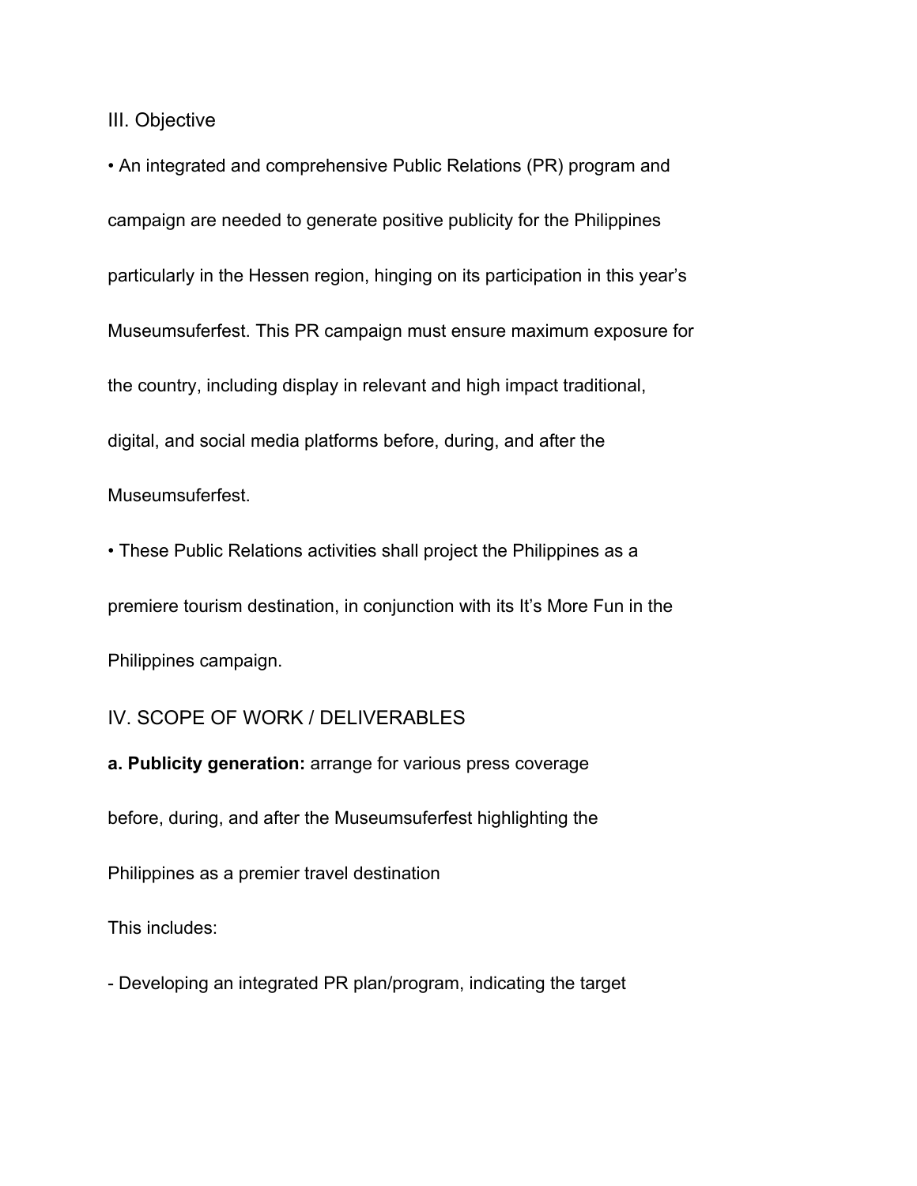## III. Objective

- An integrated and comprehensive Public Relations (PR) program and campaign are needed to generate positive publicity for the Philippines particularly in the Hessen region, hinging on its participation in this year's Museumsuferfest. This PR campaign must ensure maximum exposure for the country, including display in relevant and high impact traditional, digital, and social media platforms before, during, and after the Museumsuferfest.
- These Public Relations activities shall project the Philippines as a premiere tourism destination, in conjunction with its It's More Fun in the Philippines campaign.

## IV. SCOPE OF WORK / DELIVERABLES

**a. Publicity generation:** arrange for various press coverage before, during, and after the Museumsuferfest highlighting the Philippines as a premier travel destination

This includes:

- Developing an integrated PR plan/program, indicating the target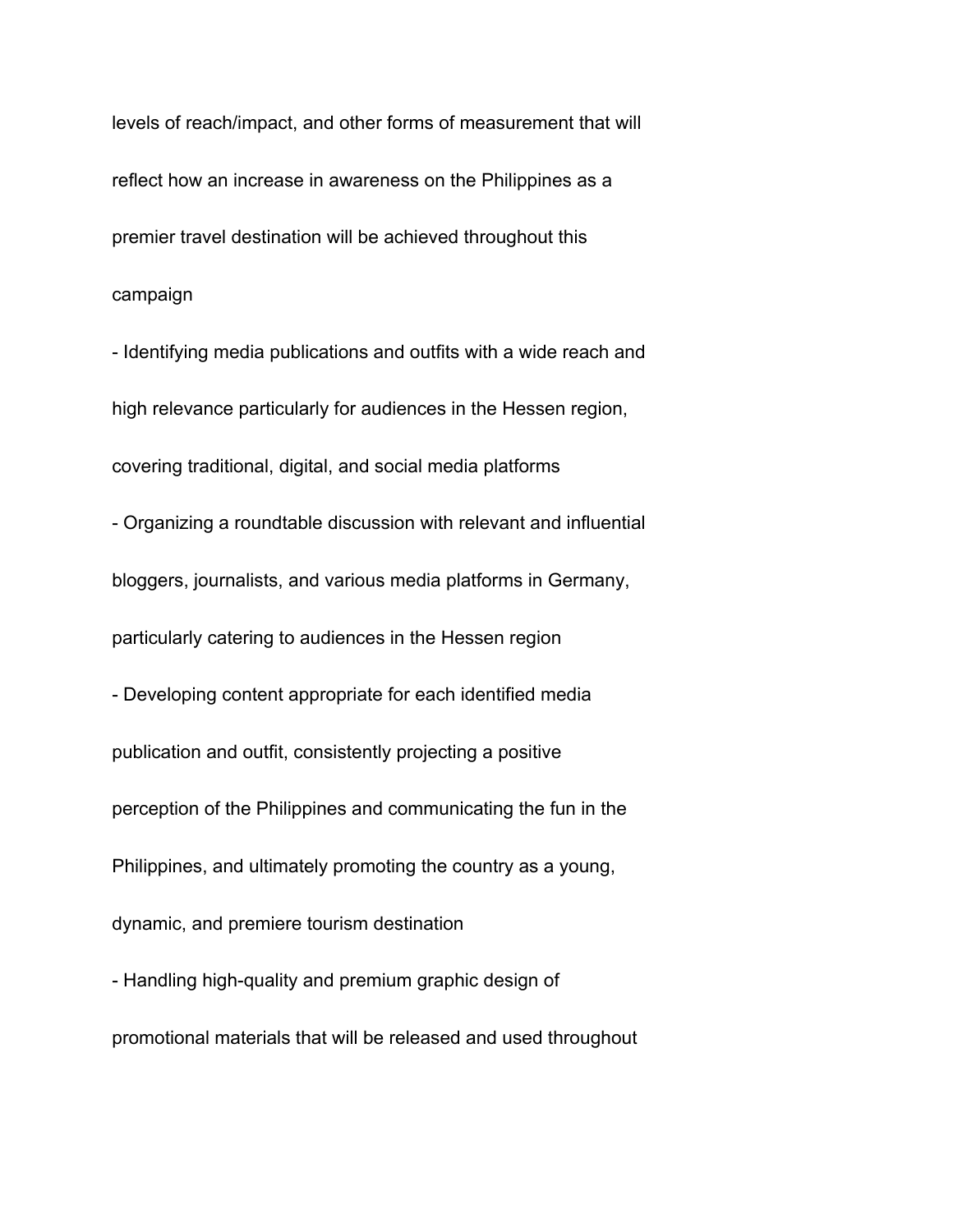levels of reach/impact, and other forms of measurement that will reflect how an increase in awareness on the Philippines as a premier travel destination will be achieved throughout this campaign

- Identifying media publications and outfits with a wide reach and high relevance particularly for audiences in the Hessen region, covering traditional, digital, and social media platforms
- Organizing a roundtable discussion with relevant and influential bloggers, journalists, and various media platforms in Germany, particularly catering to audiences in the Hessen region
- Developing content appropriate for each identified media publication and outfit, consistently projecting a positive perception of the Philippines and communicating the fun in the Philippines, and ultimately promoting the country as a young, dynamic, and premiere tourism destination
- Handling high-quality and premium graphic design of promotional materials that will be released and used throughout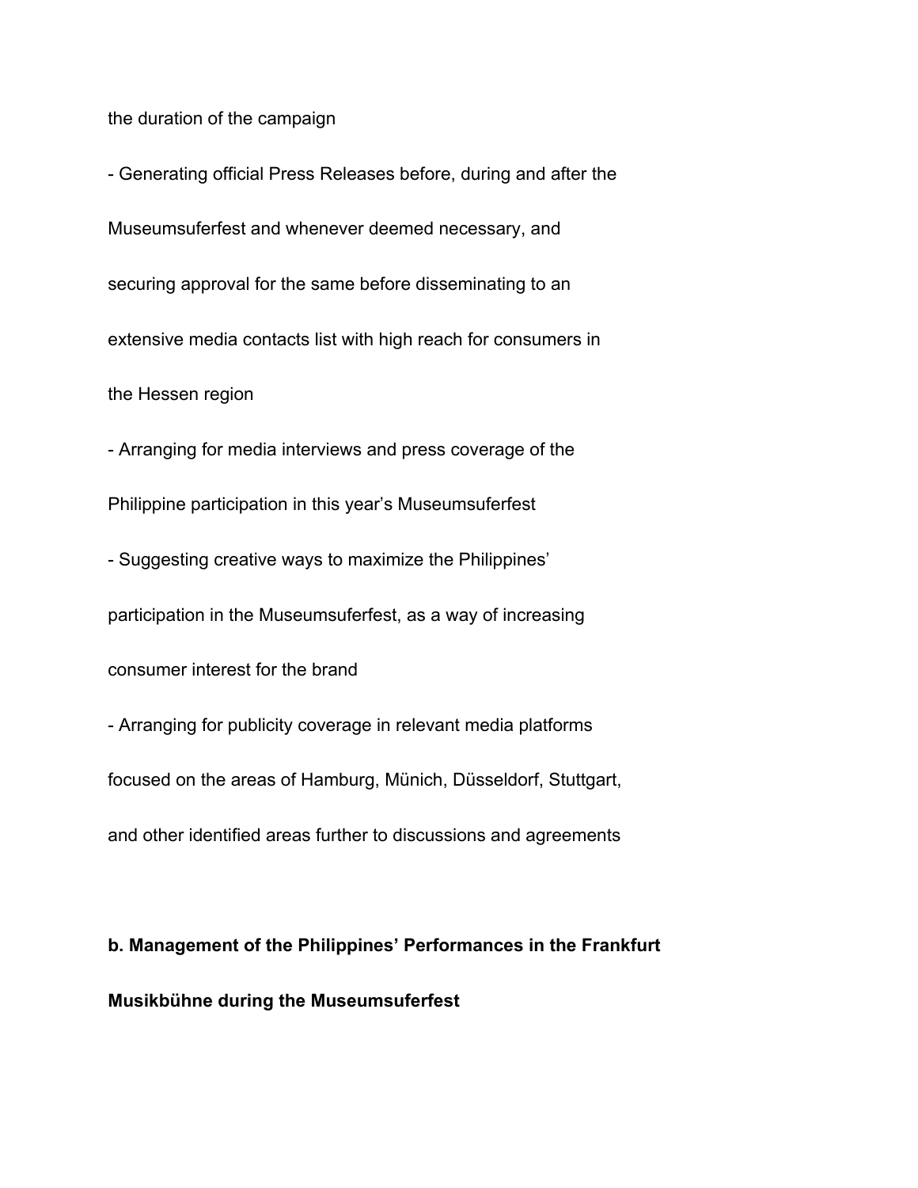the duration of the campaign

- Generating official Press Releases before, during and after the Museumsuferfest and whenever deemed necessary, and securing approval for the same before disseminating to an extensive media contacts list with high reach for consumers in the Hessen region
- Arranging for media interviews and press coverage of the Philippine participation in this year’s Museumsuferfest
- Suggesting creative ways to maximize the Philippines’ participation in the Museumsuferfest, as a way of increasing consumer interest for the brand
- Arranging for publicity coverage in relevant media platforms focused on the areas of Hamburg, Münich, Düsseldorf, Stuttgart, and other identified areas further to discussions and agreements

**b. Management of the Philippines’ Performances in the Frankfurt Musikbühne during the Museumsuferfest**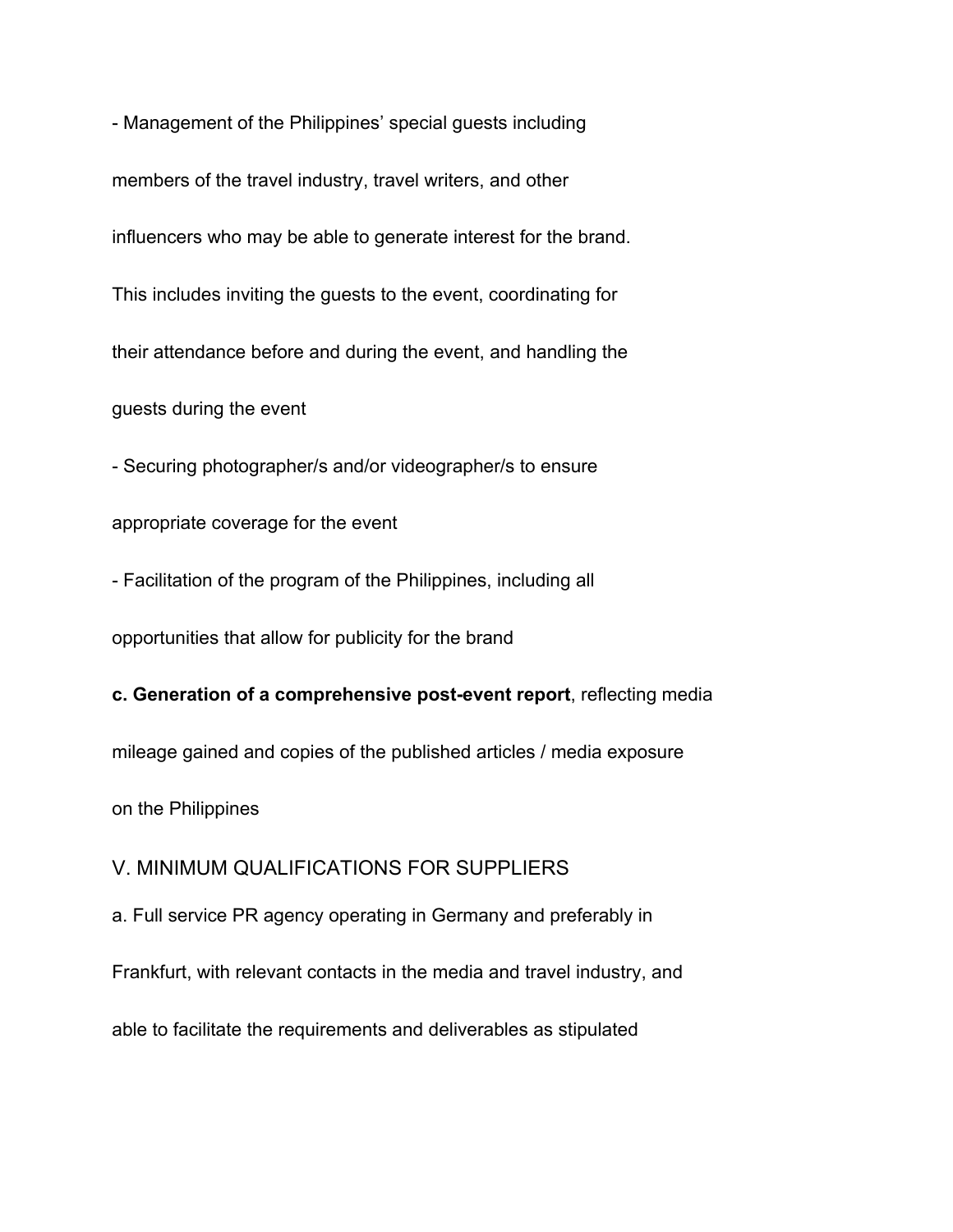- Management of the Philippines' special guests including members of the travel industry, travel writers, and other influencers who may be able to generate interest for the brand. This includes inviting the guests to the event, coordinating for their attendance before and during the event, and handling the guests during the event

- Securing photographer/s and/or videographer/s to ensure appropriate coverage for the event

- Facilitation of the program of the Philippines, including all opportunities that allow for publicity for the brand

**c. Generation of a comprehensive post-event report**, reflecting media mileage gained and copies of the published articles / media exposure on the Philippines

## V. MINIMUM QUALIFICATIONS FOR SUPPLIERS

a. Full service PR agency operating in Germany and preferably in Frankfurt, with relevant contacts in the media and travel industry, and able to facilitate the requirements and deliverables as stipulated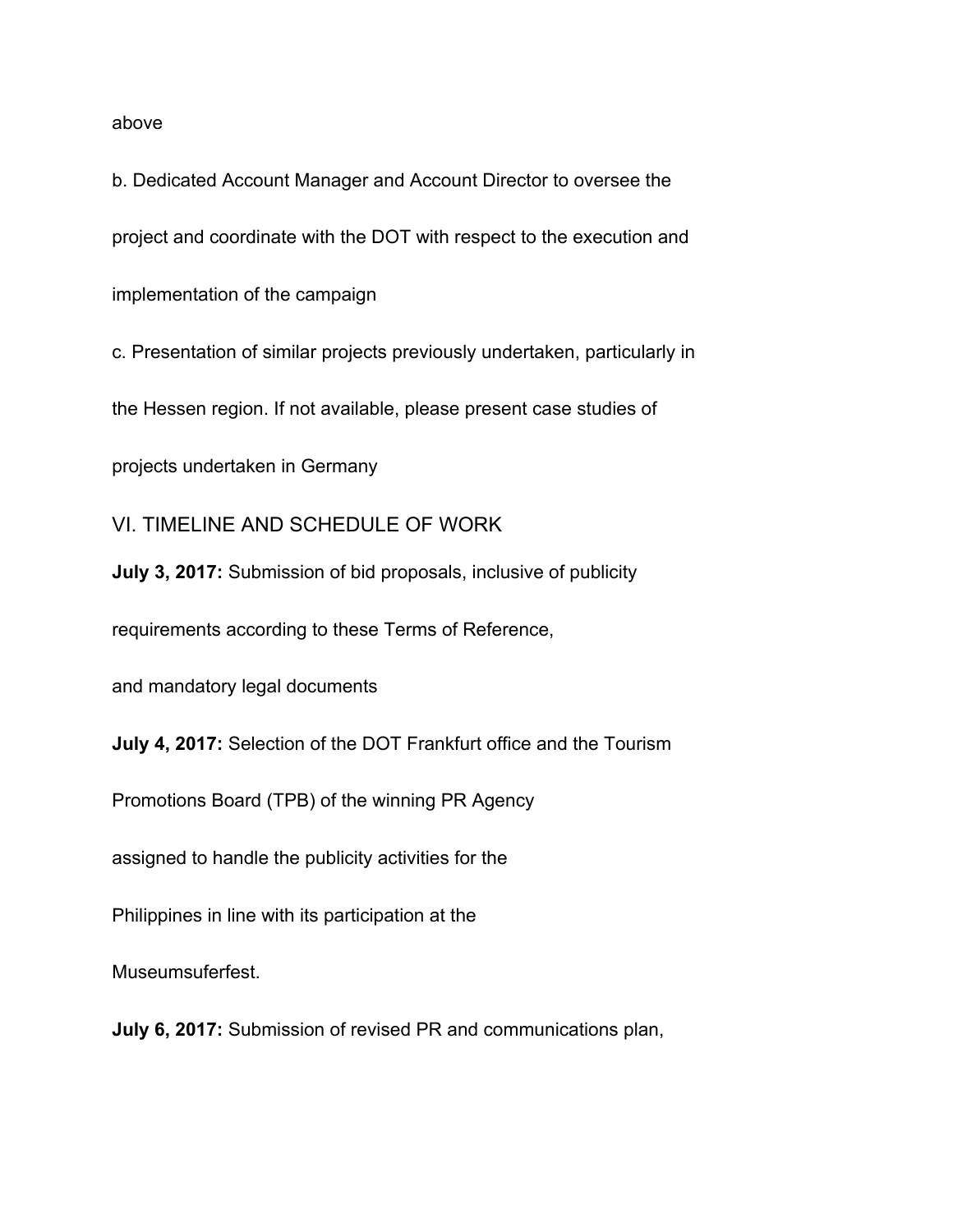above

b. Dedicated Account Manager and Account Director to oversee the project and coordinate with the DOT with respect to the execution and implementation of the campaign

c. Presentation of similar projects previously undertaken, particularly in the Hessen region. If not available, please present case studies of projects undertaken in Germany

## VI. TIMELINE AND SCHEDULE OF WORK

**July 3, 2017:** Submission of bid proposals, inclusive of publicity requirements according to these Terms of Reference, and mandatory legal documents

**July 4, 2017:** Selection of the DOT Frankfurt office and the Tourism Promotions Board (TPB) of the winning PR Agency assigned to handle the publicity activities for the Philippines in line with its participation at the Museumsuferfest.

**July 6, 2017:** Submission of revised PR and communications plan,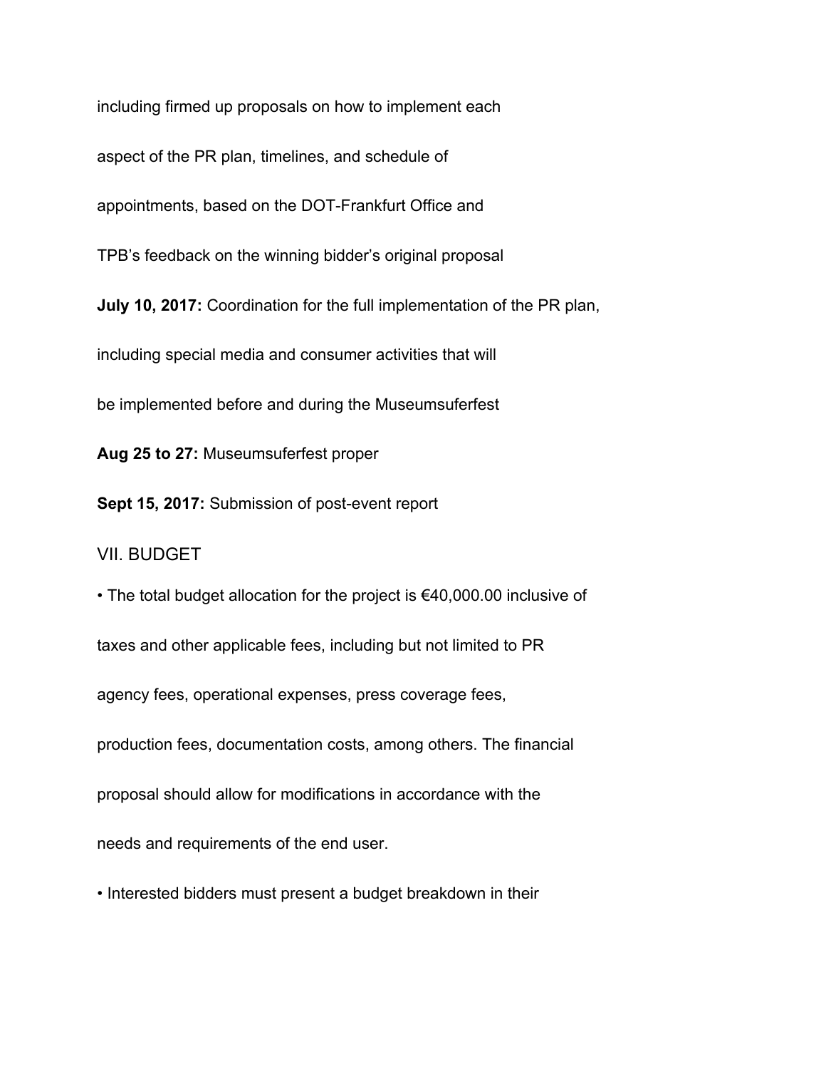including firmed up proposals on how to implement each aspect of the PR plan, timelines, and schedule of appointments, based on the DOT-Frankfurt Office and TPB's feedback on the winning bidder's original proposal

**July 10, 2017:** Coordination for the full implementation of the PR plan, including special media and consumer activities that will be implemented before and during the Museumsuferfest

**Aug 25 to 27:** Museumsuferfest proper

**Sept 15, 2017:** Submission of post-event report

## VII. BUDGET

- The total budget allocation for the project is €40,000.00 inclusive of taxes and other applicable fees, including but not limited to PR agency fees, operational expenses, press coverage fees, production fees, documentation costs, among others. The financial proposal should allow for modifications in accordance with the needs and requirements of the end user.
- Interested bidders must present a budget breakdown in their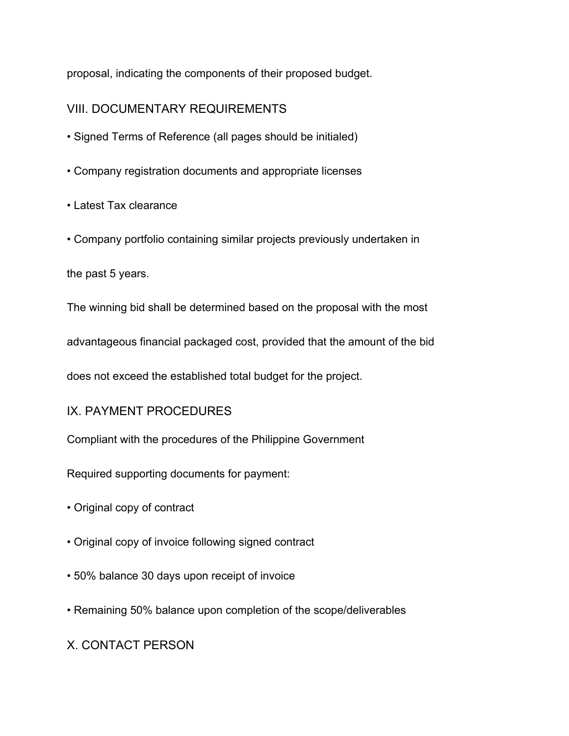proposal, indicating the components of their proposed budget.

## VIII. DOCUMENTARY REQUIREMENTS

- Signed Terms of Reference (all pages should be initialed)
- Company registration documents and appropriate licenses
- Latest Tax clearance
- Company portfolio containing similar projects previously undertaken in the past 5 years.

The winning bid shall be determined based on the proposal with the most advantageous financial packaged cost, provided that the amount of the bid does not exceed the established total budget for the project.

## IX. PAYMENT PROCEDURES

Compliant with the procedures of the Philippine Government

Required supporting documents for payment:

- Original copy of contract
- Original copy of invoice following signed contract
- 50% balance 30 days upon receipt of invoice
- Remaining 50% balance upon completion of the scope/deliverables

## X. CONTACT PERSON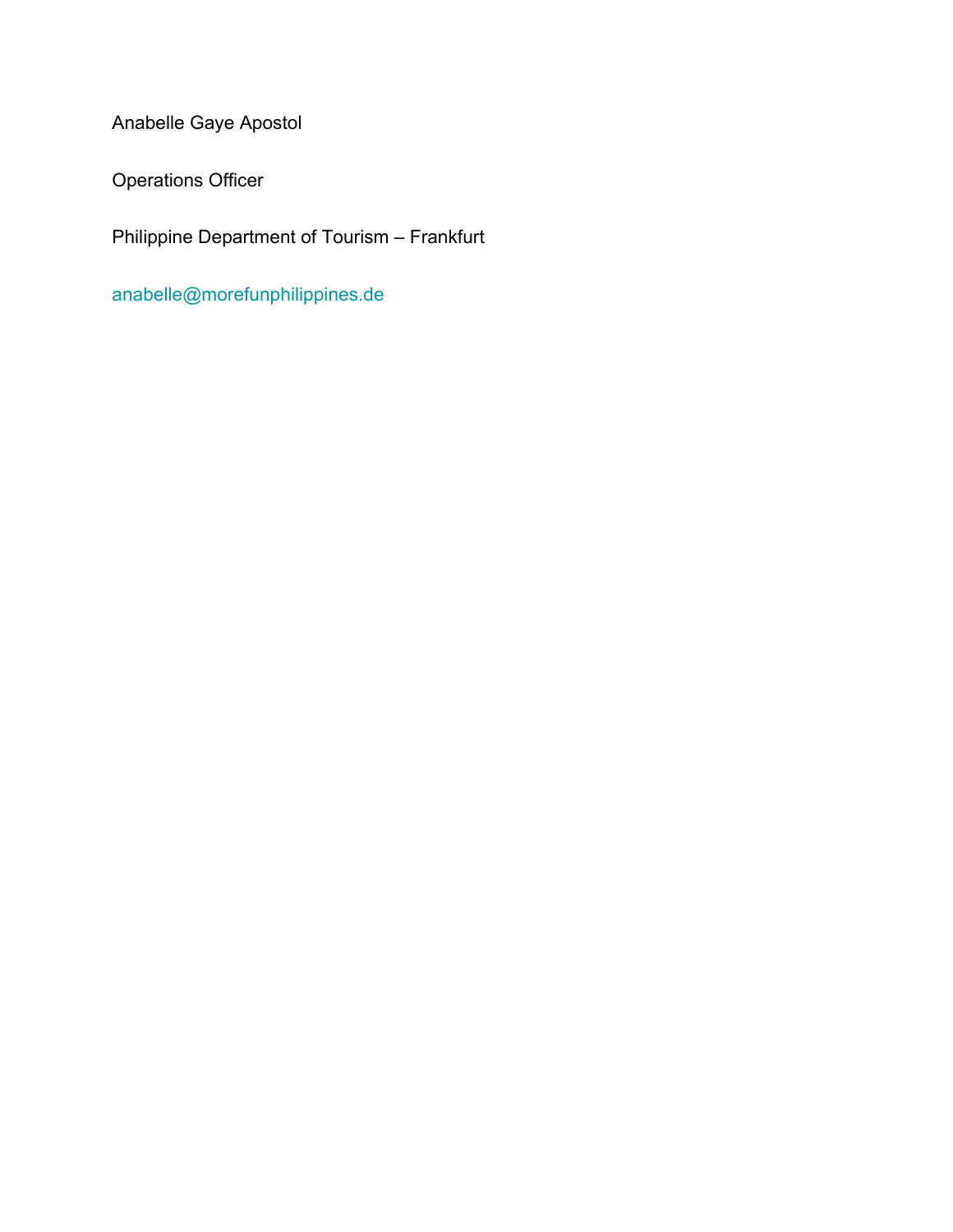Anabelle Gaye Apostol

Operations Officer

Philippine Department of Tourism – Frankfurt

anabelle@morefunphilippines.de